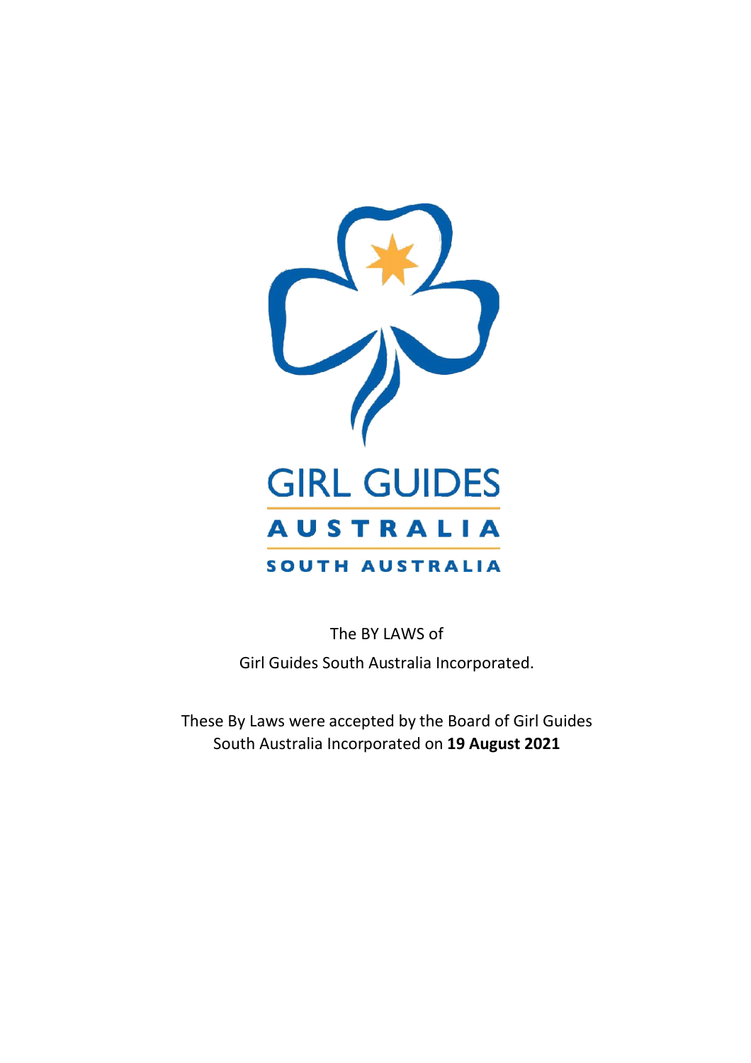GIRL GUIDES

AUSTRALIA

SOUTH AUSTRALIA

The BY LAWS of

Girl Guides South Australia Incorporated.

These By Laws were accepted by the Board of Girl Guides South Australia Incorporated on **19 August 2021**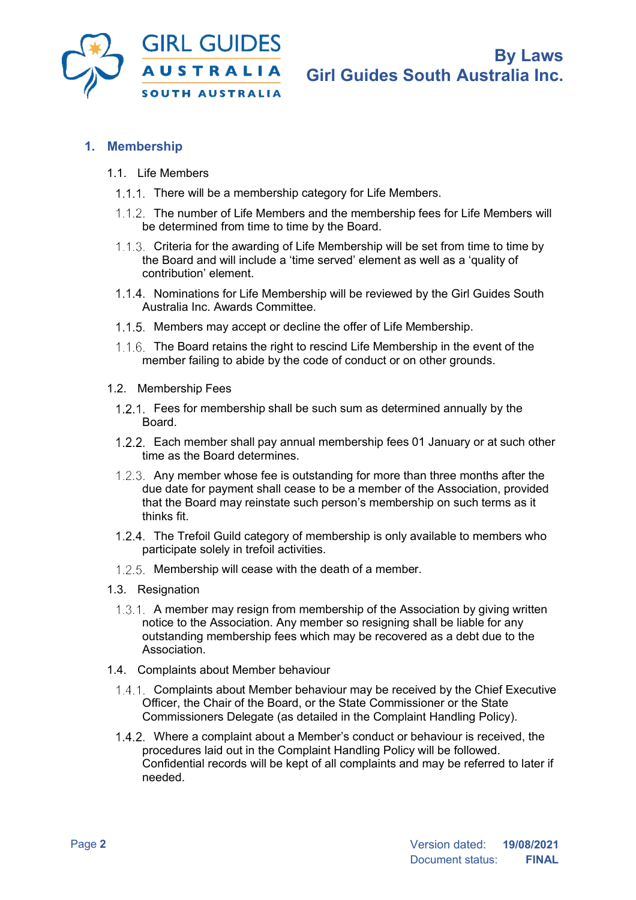## 1. Membership

### 1.1. Life Members

1.1.1. There will be a membership category for Life Members.

1.1.2. The number of Life Members and the membership fees for Life Members will be determined from time to time by the Board.

1.1.3. Criteria for the awarding of Life Membership will be set from time to time by the Board and will include a 'time served' element as well as a 'quality of contribution' element.

1.1.4. Nominations for Life Membership will be reviewed by the Girl Guides South Australia Inc. Awards Committee.

1.1.5. Members may accept or decline the offer of Life Membership.

1.1.6. The Board retains the right to rescind Life Membership in the event of the member failing to abide by the code of conduct or on other grounds.

### 1.2. Membership Fees

1.2.1. Fees for membership shall be such sum as determined annually by the Board.

1.2.2. Each member shall pay annual membership fees 01 January or at such other time as the Board determines.

1.2.3. Any member whose fee is outstanding for more than three months after the due date for payment shall cease to be a member of the Association, provided that the Board may reinstate such person's membership on such terms as it thinks fit.

1.2.4. The Trefoil Guild category of membership is only available to members who participate solely in trefoil activities.

1.2.5. Membership will cease with the death of a member.

### 1.3. Resignation

1.3.1. A member may resign from membership of the Association by giving written notice to the Association. Any member so resigning shall be liable for any outstanding membership fees which may be recovered as a debt due to the Association.

### 1.4. Complaints about Member behaviour

1.4.1. Complaints about Member behaviour may be received by the Chief Executive Officer, the Chair of the Board, or the State Commissioner or the State Commissioners Delegate (as detailed in the Complaint Handling Policy).

1.4.2. Where a complaint about a Member's conduct or behaviour is received, the procedures laid out in the Complaint Handling Policy will be followed. Confidential records will be kept of all complaints and may be referred to later if needed.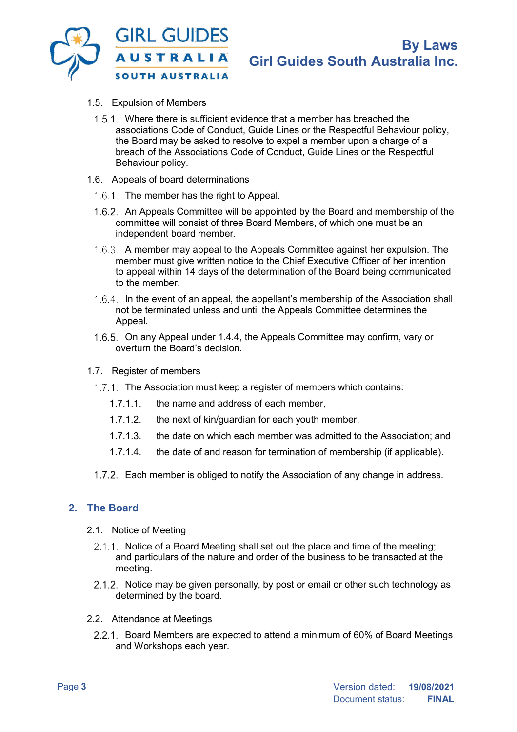1.5. Expulsion of Members

1.5.1. Where there is sufficient evidence that a member has breached the associations Code of Conduct, Guide Lines or the Respectful Behaviour policy, the Board may be asked to resolve to expel a member upon a charge of a breach of the Associations Code of Conduct, Guide Lines or the Respectful Behaviour policy.

1.6. Appeals of board determinations

1.6.1. The member has the right to Appeal.

1.6.2. An Appeals Committee will be appointed by the Board and membership of the committee will consist of three Board Members, of which one must be an independent board member.

1.6.3. A member may appeal to the Appeals Committee against her expulsion. The member must give written notice to the Chief Executive Officer of her intention to appeal within 14 days of the determination of the Board being communicated to the member.

1.6.4. In the event of an appeal, the appellant's membership of the Association shall not be terminated unless and until the Appeals Committee determines the Appeal.

1.6.5. On any Appeal under 1.4.4, the Appeals Committee may confirm, vary or overturn the Board's decision.

1.7. Register of members

1.7.1. The Association must keep a register of members which contains:

1.7.1.1. the name and address of each member,

1.7.1.2. the next of kin/guardian for each youth member,

1.7.1.3. the date on which each member was admitted to the Association; and

1.7.1.4. the date of and reason for termination of membership (if applicable).

1.7.2. Each member is obliged to notify the Association of any change in address.

## 2. The Board

2.1. Notice of Meeting

2.1.1. Notice of a Board Meeting shall set out the place and time of the meeting; and particulars of the nature and order of the business to be transacted at the meeting.

2.1.2. Notice may be given personally, by post or email or other such technology as determined by the board.

2.2. Attendance at Meetings

2.2.1. Board Members are expected to attend a minimum of 60% of Board Meetings and Workshops each year.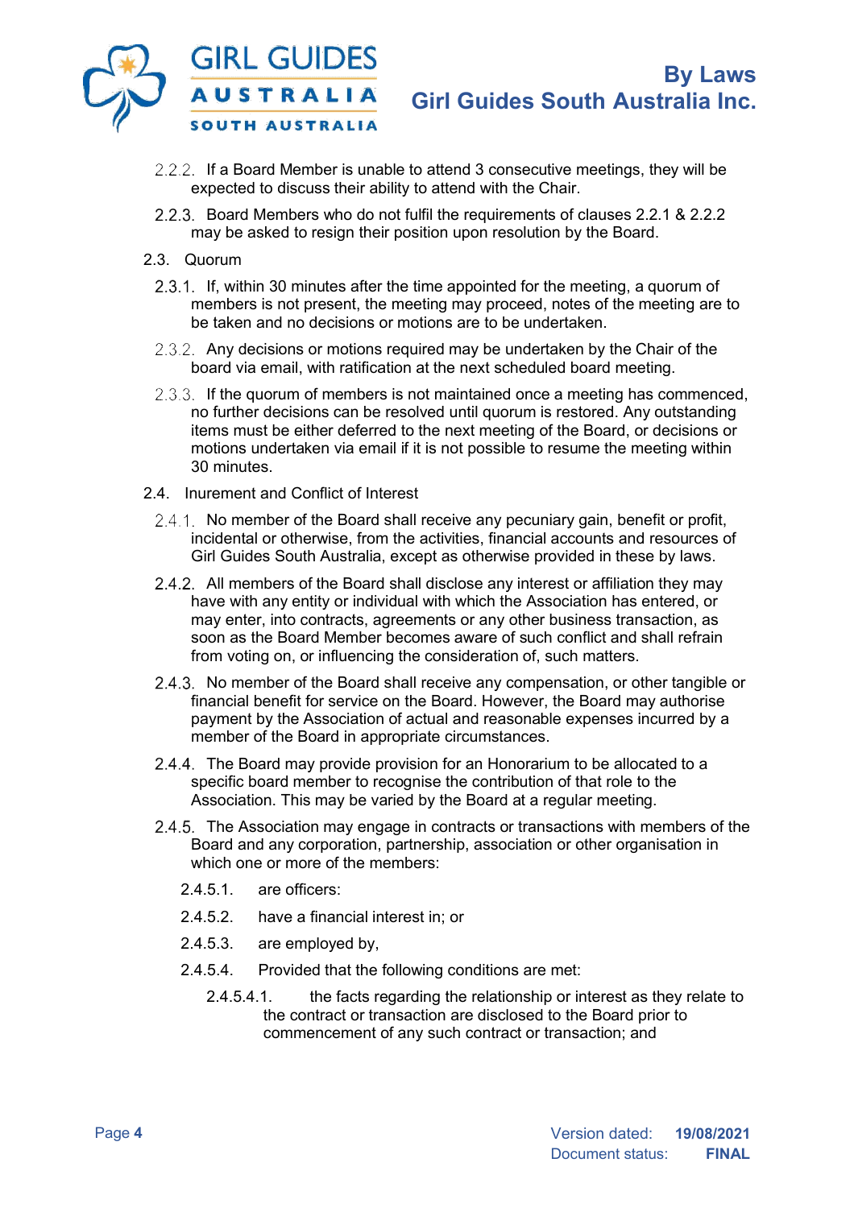2.2.2. If a Board Member is unable to attend 3 consecutive meetings, they will be expected to discuss their ability to attend with the Chair.

2.2.3. Board Members who do not fulfil the requirements of clauses 2.2.1 & 2.2.2 may be asked to resign their position upon resolution by the Board.

2.3. Quorum

2.3.1. If, within 30 minutes after the time appointed for the meeting, a quorum of members is not present, the meeting may proceed, notes of the meeting are to be taken and no decisions or motions are to be undertaken.

2.3.2. Any decisions or motions required may be undertaken by the Chair of the board via email, with ratification at the next scheduled board meeting.

2.3.3. If the quorum of members is not maintained once a meeting has commenced, no further decisions can be resolved until quorum is restored. Any outstanding items must be either deferred to the next meeting of the Board, or decisions or motions undertaken via email if it is not possible to resume the meeting within 30 minutes.

2.4. Inurement and Conflict of Interest

2.4.1. No member of the Board shall receive any pecuniary gain, benefit or profit, incidental or otherwise, from the activities, financial accounts and resources of Girl Guides South Australia, except as otherwise provided in these by laws.

2.4.2. All members of the Board shall disclose any interest or affiliation they may have with any entity or individual with which the Association has entered, or may enter, into contracts, agreements or any other business transaction, as soon as the Board Member becomes aware of such conflict and shall refrain from voting on, or influencing the consideration of, such matters.

2.4.3. No member of the Board shall receive any compensation, or other tangible or financial benefit for service on the Board. However, the Board may authorise payment by the Association of actual and reasonable expenses incurred by a member of the Board in appropriate circumstances.

2.4.4. The Board may provide provision for an Honorarium to be allocated to a specific board member to recognise the contribution of that role to the Association. This may be varied by the Board at a regular meeting.

2.4.5. The Association may engage in contracts or transactions with members of the Board and any corporation, partnership, association or other organisation in which one or more of the members:

2.4.5.1. are officers:

2.4.5.2. have a financial interest in; or

2.4.5.3. are employed by,

2.4.5.4. Provided that the following conditions are met:

2.4.5.4.1. the facts regarding the relationship or interest as they relate to the contract or transaction are disclosed to the Board prior to commencement of any such contract or transaction; and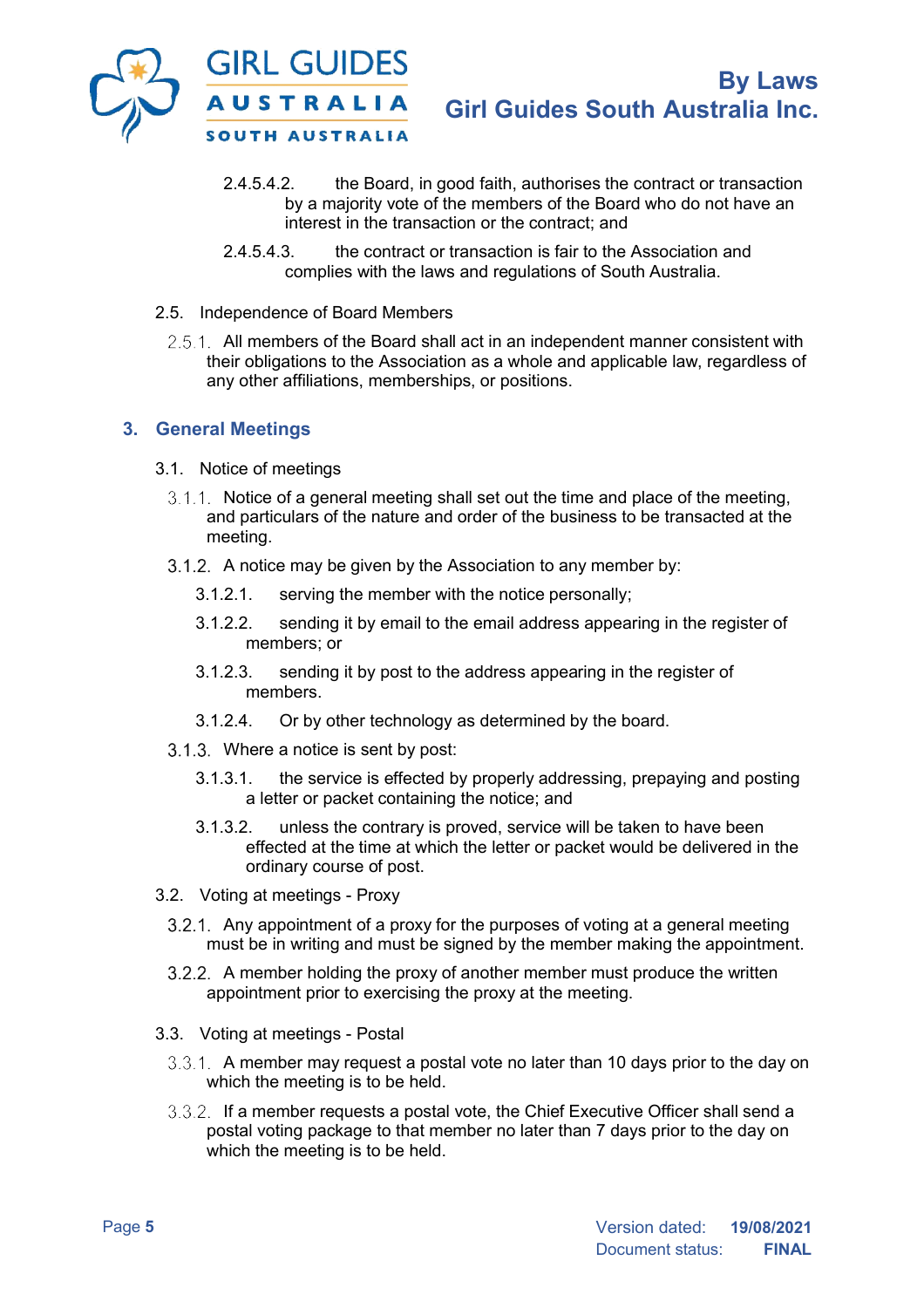2.4.5.4.2. the Board, in good faith, authorises the contract or transaction by a majority vote of the members of the Board who do not have an interest in the transaction or the contract; and

2.4.5.4.3. the contract or transaction is fair to the Association and complies with the laws and regulations of South Australia.

2.5. Independence of Board Members

2.5.1. All members of the Board shall act in an independent manner consistent with their obligations to the Association as a whole and applicable law, regardless of any other affiliations, memberships, or positions.

## 3. General Meetings

3.1. Notice of meetings

3.1.1. Notice of a general meeting shall set out the time and place of the meeting, and particulars of the nature and order of the business to be transacted at the meeting.

3.1.2. A notice may be given by the Association to any member by:

3.1.2.1. serving the member with the notice personally;

3.1.2.2. sending it by email to the email address appearing in the register of members; or

3.1.2.3. sending it by post to the address appearing in the register of members.

3.1.2.4. Or by other technology as determined by the board.

3.1.3. Where a notice is sent by post:

3.1.3.1. the service is effected by properly addressing, prepaying and posting a letter or packet containing the notice; and

3.1.3.2. unless the contrary is proved, service will be taken to have been effected at the time at which the letter or packet would be delivered in the ordinary course of post.

3.2. Voting at meetings - Proxy

3.2.1. Any appointment of a proxy for the purposes of voting at a general meeting must be in writing and must be signed by the member making the appointment.

3.2.2. A member holding the proxy of another member must produce the written appointment prior to exercising the proxy at the meeting.

3.3. Voting at meetings - Postal

3.3.1. A member may request a postal vote no later than 10 days prior to the day on which the meeting is to be held.

3.3.2. If a member requests a postal vote, the Chief Executive Officer shall send a postal voting package to that member no later than 7 days prior to the day on which the meeting is to be held.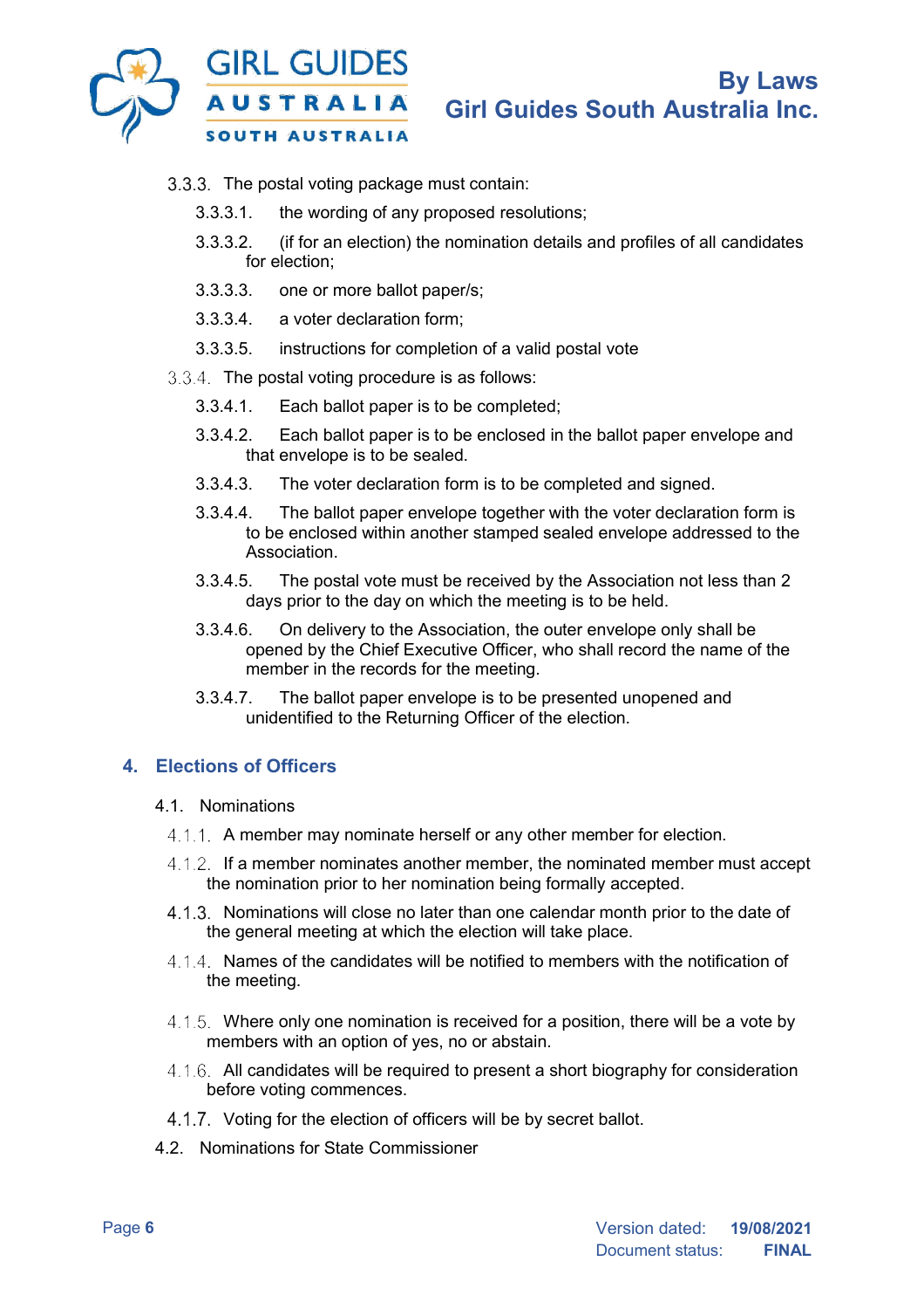3.3.3. The postal voting package must contain:

3.3.3.1. the wording of any proposed resolutions;

3.3.3.2. (if for an election) the nomination details and profiles of all candidates for election;

3.3.3.3. one or more ballot paper/s;

3.3.3.4. a voter declaration form;

3.3.3.5. instructions for completion of a valid postal vote

3.3.4. The postal voting procedure is as follows:

3.3.4.1. Each ballot paper is to be completed;

3.3.4.2. Each ballot paper is to be enclosed in the ballot paper envelope and that envelope is to be sealed.

3.3.4.3. The voter declaration form is to be completed and signed.

3.3.4.4. The ballot paper envelope together with the voter declaration form is to be enclosed within another stamped sealed envelope addressed to the Association.

3.3.4.5. The postal vote must be received by the Association not less than 2 days prior to the day on which the meeting is to be held.

3.3.4.6. On delivery to the Association, the outer envelope only shall be opened by the Chief Executive Officer, who shall record the name of the member in the records for the meeting.

3.3.4.7. The ballot paper envelope is to be presented unopened and unidentified to the Returning Officer of the election.

## 4. Elections of Officers

4.1. Nominations

4.1.1. A member may nominate herself or any other member for election.

4.1.2. If a member nominates another member, the nominated member must accept the nomination prior to her nomination being formally accepted.

4.1.3. Nominations will close no later than one calendar month prior to the date of the general meeting at which the election will take place.

4.1.4. Names of the candidates will be notified to members with the notification of the meeting.

4.1.5. Where only one nomination is received for a position, there will be a vote by members with an option of yes, no or abstain.

4.1.6. All candidates will be required to present a short biography for consideration before voting commences.

4.1.7. Voting for the election of officers will be by secret ballot.

4.2. Nominations for State Commissioner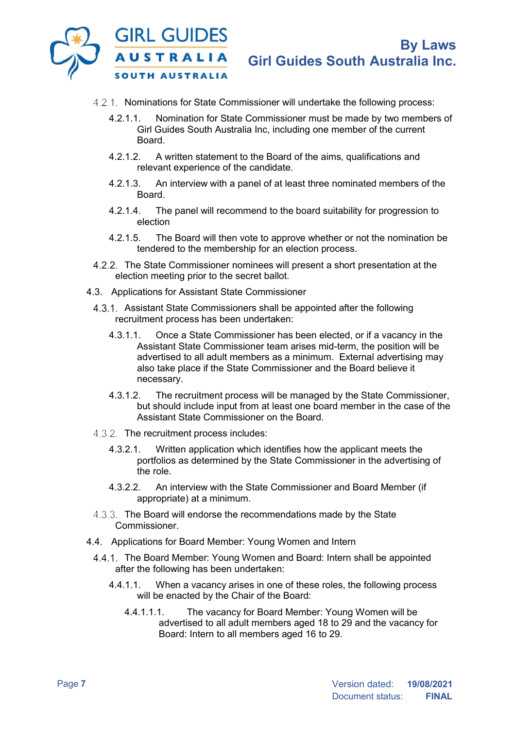4.2.1. Nominations for State Commissioner will undertake the following process:

4.2.1.1. Nomination for State Commissioner must be made by two members of Girl Guides South Australia Inc, including one member of the current Board.

4.2.1.2. A written statement to the Board of the aims, qualifications and relevant experience of the candidate.

4.2.1.3. An interview with a panel of at least three nominated members of the Board.

4.2.1.4. The panel will recommend to the board suitability for progression to election

4.2.1.5. The Board will then vote to approve whether or not the nomination be tendered to the membership for an election process.

4.2.2. The State Commissioner nominees will present a short presentation at the election meeting prior to the secret ballot.

4.3. Applications for Assistant State Commissioner

4.3.1. Assistant State Commissioners shall be appointed after the following recruitment process has been undertaken:

4.3.1.1. Once a State Commissioner has been elected, or if a vacancy in the Assistant State Commissioner team arises mid-term, the position will be advertised to all adult members as a minimum. External advertising may also take place if the State Commissioner and the Board believe it necessary.

4.3.1.2. The recruitment process will be managed by the State Commissioner, but should include input from at least one board member in the case of the Assistant State Commissioner on the Board.

4.3.2. The recruitment process includes:

4.3.2.1. Written application which identifies how the applicant meets the portfolios as determined by the State Commissioner in the advertising of the role.

4.3.2.2. An interview with the State Commissioner and Board Member (if appropriate) at a minimum.

4.3.3. The Board will endorse the recommendations made by the State Commissioner.

4.4. Applications for Board Member: Young Women and Intern

4.4.1. The Board Member: Young Women and Board: Intern shall be appointed after the following has been undertaken:

4.4.1.1. When a vacancy arises in one of these roles, the following process will be enacted by the Chair of the Board:

4.4.1.1.1. The vacancy for Board Member: Young Women will be advertised to all adult members aged 18 to 29 and the vacancy for Board: Intern to all members aged 16 to 29.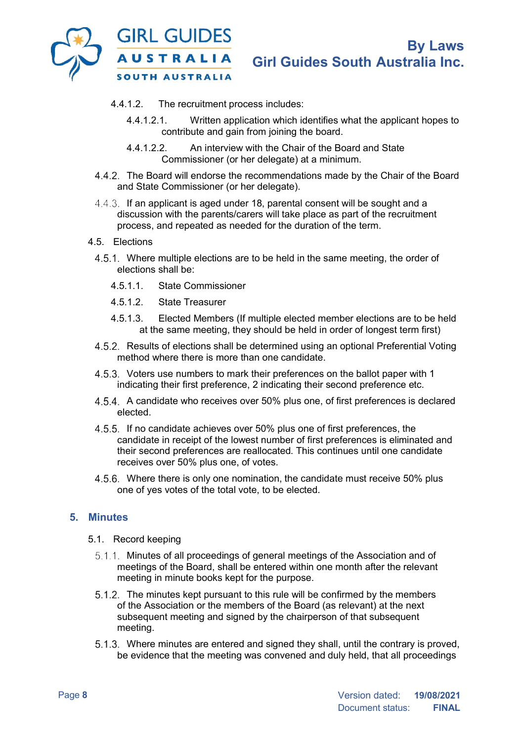4.4.1.2. The recruitment process includes:

4.4.1.2.1. Written application which identifies what the applicant hopes to contribute and gain from joining the board.

4.4.1.2.2. An interview with the Chair of the Board and State Commissioner (or her delegate) at a minimum.

4.4.2. The Board will endorse the recommendations made by the Chair of the Board and State Commissioner (or her delegate).

4.4.3. If an applicant is aged under 18, parental consent will be sought and a discussion with the parents/carers will take place as part of the recruitment process, and repeated as needed for the duration of the term.

4.5. Elections

4.5.1. Where multiple elections are to be held in the same meeting, the order of elections shall be:

4.5.1.1. State Commissioner

4.5.1.2. State Treasurer

4.5.1.3. Elected Members (If multiple elected member elections are to be held at the same meeting, they should be held in order of longest term first)

4.5.2. Results of elections shall be determined using an optional Preferential Voting method where there is more than one candidate.

4.5.3. Voters use numbers to mark their preferences on the ballot paper with 1 indicating their first preference, 2 indicating their second preference etc.

4.5.4. A candidate who receives over 50% plus one, of first preferences is declared elected.

4.5.5. If no candidate achieves over 50% plus one of first preferences, the candidate in receipt of the lowest number of first preferences is eliminated and their second preferences are reallocated. This continues until one candidate receives over 50% plus one, of votes.

4.5.6. Where there is only one nomination, the candidate must receive 50% plus one of yes votes of the total vote, to be elected.

## 5. Minutes

5.1. Record keeping

5.1.1. Minutes of all proceedings of general meetings of the Association and of meetings of the Board, shall be entered within one month after the relevant meeting in minute books kept for the purpose.

5.1.2. The minutes kept pursuant to this rule will be confirmed by the members of the Association or the members of the Board (as relevant) at the next subsequent meeting and signed by the chairperson of that subsequent meeting.

5.1.3. Where minutes are entered and signed they shall, until the contrary is proved, be evidence that the meeting was convened and duly held, that all proceedings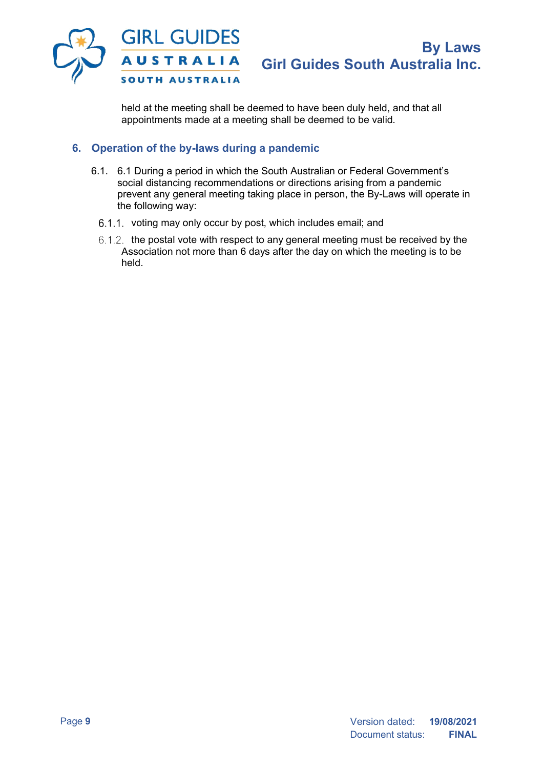held at the meeting shall be deemed to have been duly held, and that all appointments made at a meeting shall be deemed to be valid.

## 6. Operation of the by-laws during a pandemic

6.1. 6.1 During a period in which the South Australian or Federal Government's social distancing recommendations or directions arising from a pandemic prevent any general meeting taking place in person, the By-Laws will operate in the following way:

6.1.1. voting may only occur by post, which includes email; and

6.1.2. the postal vote with respect to any general meeting must be received by the Association not more than 6 days after the day on which the meeting is to be held.